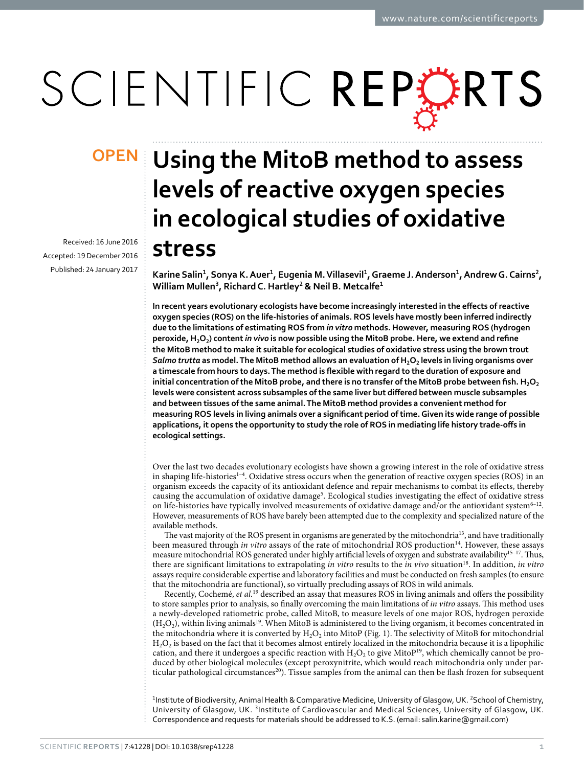# Using the MitoB method to assess levels of reactive oxygen species in ecological studies of oxidative stress

Received: 16 June 2016

Accepted: 19 December 2016

Published: 24 January 2017

**Karine Salin[1], Sonya K. Auer[1], Eugenia M. Villasevil[1], Graeme J. Anderson[1], Andrew G. Cairns[2], William Mullen[3], Richard C. Hartley[2] & Neil B. Metcalfe[1]**

**In recent years evolutionary ecologists have become increasingly interested in the effects of reactive oxygen species (ROS) on the life-histories of animals. ROS levels have mostly been inferred indirectly due to the limitations of estimating ROS from *in vitro* methods. However, measuring ROS (hydrogen peroxide, $H_2O_2$) content *in vivo* is now possible using the MitoB probe. Here, we extend and refine the MitoB method to make it suitable for ecological studies of oxidative stress using the brown trout *Salmo trutta* as model. The MitoB method allows an evaluation of $H_2O_2$ levels in living organisms over a timescale from hours to days. The method is flexible with regard to the duration of exposure and initial concentration of the MitoB probe, and there is no transfer of the MitoB probe between fish. $H_2O_2$ levels were consistent across subsamples of the same liver but differed between muscle subsamples and between tissues of the same animal. The MitoB method provides a convenient method for measuring ROS levels in living animals over a significant period of time. Given its wide range of possible applications, it opens the opportunity to study the role of ROS in mediating life history trade-offs in ecological settings.**

Over the last two decades evolutionary ecologists have shown a growing interest in the role of oxidative stress in shaping life-histories[1–4]. Oxidative stress occurs when the generation of reactive oxygen species (ROS) in an organism exceeds the capacity of its antioxidant defence and repair mechanisms to combat its effects, thereby causing the accumulation of oxidative damage[5]. Ecological studies investigating the effect of oxidative stress on life-histories have typically involved measurements of oxidative damage and/or the antioxidant system[6–12]. However, measurements of ROS have barely been attempted due to the complexity and specialized nature of the available methods.

The vast majority of the ROS present in organisms are generated by the mitochondria[13], and have traditionally been measured through *in vitro* assays of the rate of mitochondrial ROS production[14]. However, these assays measure mitochondrial ROS generated under highly artificial levels of oxygen and substrate availability[15–17]. Thus, there are significant limitations to extrapolating *in vitro* results to the *in vivo* situation[18]. In addition, *in vitro* assays require considerable expertise and laboratory facilities and must be conducted on fresh samples (to ensure that the mitochondria are functional), so virtually precluding assays of ROS in wild animals.

Recently, Cochemé, *et al.*[19] described an assay that measures ROS in living animals and offers the possibility to store samples prior to analysis, so finally overcoming the main limitations of *in vitro* assays. This method uses a newly-developed ratiometric probe, called MitoB, to measure levels of one major ROS, hydrogen peroxide ($H_2O_2$), within living animals[19]. When MitoB is administered to the living organism, it becomes concentrated in the mitochondria where it is converted by $H_2O_2$ into MitoP (Fig. 1). The selectivity of MitoB for mitochondrial $H_2O_2$ is based on the fact that it becomes almost entirely localized in the mitochondria because it is a lipophilic cation, and there it undergoes a specific reaction with $H_2O_2$ to give MitoP[19], which chemically cannot be produced by other biological molecules (except peroxynitrite, which would reach mitochondria only under particular pathological circumstances[20]). Tissue samples from the animal can then be flash frozen for subsequent

[1]Institute of Biodiversity, Animal Health & Comparative Medicine, University of Glasgow, UK. [2]School of Chemistry, University of Glasgow, UK. [3]Institute of Cardiovascular and Medical Sciences, University of Glasgow, UK. Correspondence and requests for materials should be addressed to K.S. (email: salin.karine@gmail.com)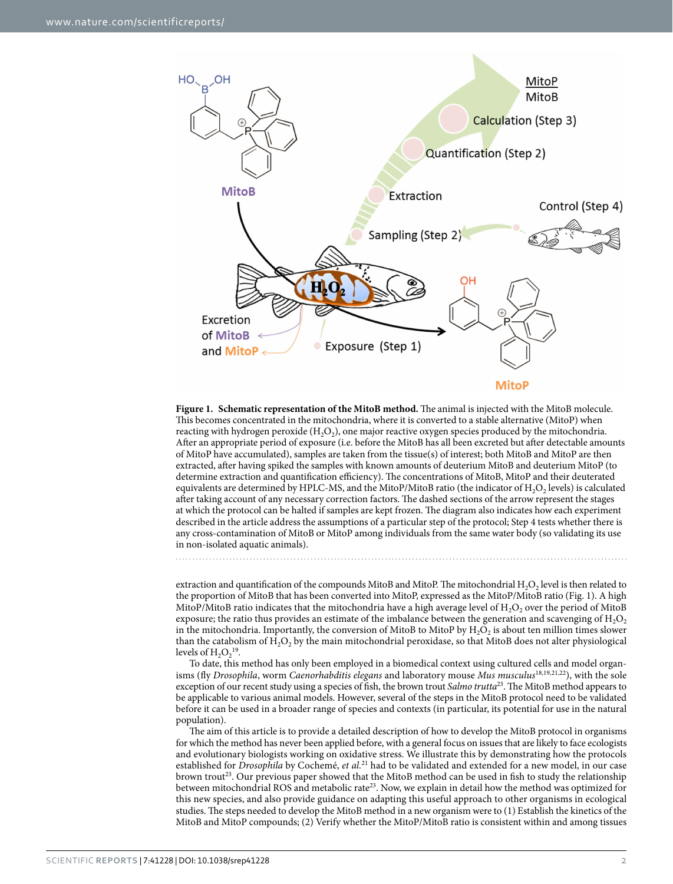**Figure 1. Schematic representation of the MitoB method.** The animal is injected with the MitoB molecule. This becomes concentrated in the mitochondria, where it is converted to a stable alternative (MitoP) when reacting with hydrogen peroxide ($H_2O_2$), one major reactive oxygen species produced by the mitochondria. After an appropriate period of exposure (i.e. before the MitoB has all been excreted but after detectable amounts of MitoP have accumulated), samples are taken from the tissue(s) of interest; both MitoB and MitoP are then extracted, after having spiked the samples with known amounts of deuterium MitoB and deuterium MitoP (to determine extraction and quantification efficiency). The concentrations of MitoB, MitoP and their deuterated equivalents are determined by HPLC-MS, and the MitoP/MitoB ratio (the indicator of $H_2O_2$ levels) is calculated after taking account of any necessary correction factors. The dashed sections of the arrow represent the stages at which the protocol can be halted if samples are kept frozen. The diagram also indicates how each experiment described in the article address the assumptions of a particular step of the protocol; Step 4 tests whether there is any cross-contamination of MitoB or MitoP among individuals from the same water body (so validating its use in non-isolated aquatic animals).

extraction and quantification of the compounds MitoB and MitoP. The mitochondrial $H_2O_2$ level is then related to the proportion of MitoB that has been converted into MitoP, expressed as the MitoP/MitoB ratio (Fig. 1). A high MitoP/MitoB ratio indicates that the mitochondria have a high average level of $H_2O_2$ over the period of MitoB exposure; the ratio thus provides an estimate of the imbalance between the generation and scavenging of $H_2O_2$ in the mitochondria. Importantly, the conversion of MitoB to MitoP by $H_2O_2$ is about ten million times slower than the catabolism of $H_2O_2$ by the main mitochondrial peroxidase, so that MitoB does not alter physiological levels of $H_2O_2$[19].

To date, this method has only been employed in a biomedical context using cultured cells and model organisms (fly *Drosophila*, worm *Caenorhabditis elegans* and laboratory mouse *Mus musculus*[18,19,21,22]), with the sole exception of our recent study using a species of fish, the brown trout *Salmo trutta*[23]. The MitoB method appears to be applicable to various animal models. However, several of the steps in the MitoB protocol need to be validated before it can be used in a broader range of species and contexts (in particular, its potential for use in the natural population).

The aim of this article is to provide a detailed description of how to develop the MitoB protocol in organisms for which the method has never been applied before, with a general focus on issues that are likely to face ecologists and evolutionary biologists working on oxidative stress. We illustrate this by demonstrating how the protocols established for *Drosophila* by Cochemé, *et al.*[21] had to be validated and extended for a new model, in our case brown trout[23]. Our previous paper showed that the MitoB method can be used in fish to study the relationship between mitochondrial ROS and metabolic rate[23]. Now, we explain in detail how the method was optimized for this new species, and also provide guidance on adapting this useful approach to other organisms in ecological studies. The steps needed to develop the MitoB method in a new organism were to (1) Establish the kinetics of the MitoB and MitoP compounds; (2) Verify whether the MitoP/MitoB ratio is consistent within and among tissues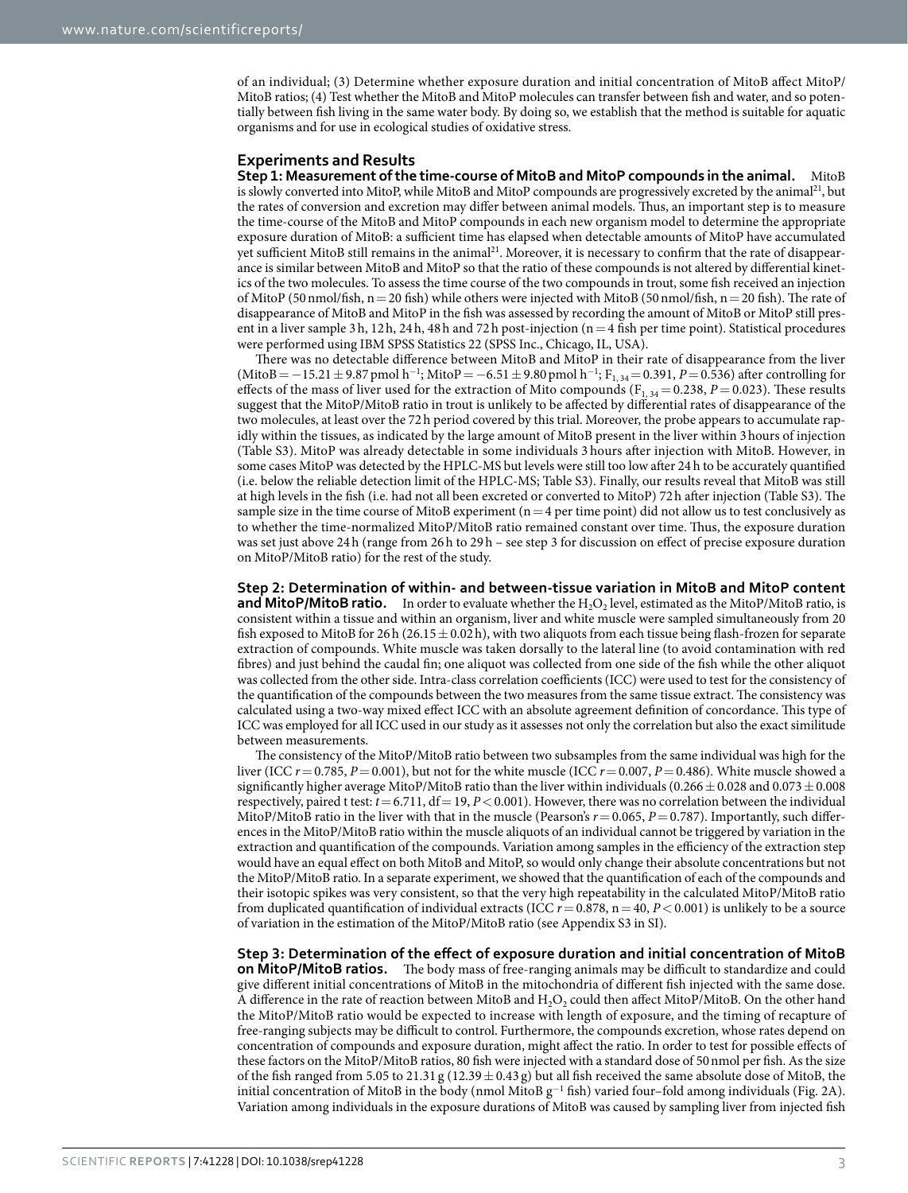of an individual; (3) Determine whether exposure duration and initial concentration of MitoB affect MitoP/MitoB ratios; (4) Test whether the MitoB and MitoP molecules can transfer between fish and water, and so potentially between fish living in the same water body. By doing so, we establish that the method is suitable for aquatic organisms and for use in ecological studies of oxidative stress.

## Experiments and Results

**Step 1: Measurement of the time-course of MitoB and MitoP compounds in the animal.** MitoB is slowly converted into MitoP, while MitoB and MitoP compounds are progressively excreted by the animal[21], but the rates of conversion and excretion may differ between animal models. Thus, an important step is to measure the time-course of the MitoB and MitoP compounds in each new organism model to determine the appropriate exposure duration of MitoB: a sufficient time has elapsed when detectable amounts of MitoP have accumulated yet sufficient MitoB still remains in the animal[21]. Moreover, it is necessary to confirm that the rate of disappearance is similar between MitoB and MitoP so that the ratio of these compounds is not altered by differential kinetics of the two molecules. To assess the time course of the two compounds in trout, some fish received an injection of MitoP (50 nmol/fish, n = 20 fish) while others were injected with MitoB (50 nmol/fish, n = 20 fish). The rate of disappearance of MitoB and MitoP in the fish was assessed by recording the amount of MitoB or MitoP still present in a liver sample 3 h, 12 h, 24 h, 48 h and 72 h post-injection (n = 4 fish per time point). Statistical procedures were performed using IBM SPSS Statistics 22 (SPSS Inc., Chicago, IL, USA).

There was no detectable difference between MitoB and MitoP in their rate of disappearance from the liver (MitoB = −15.21 ± 9.87 pmol $h^{-1}$; MitoP = −6.51 ± 9.80 pmol $h^{-1}$; $F_{1, 34} = 0.391$, $P = 0.536$) after controlling for effects of the mass of liver used for the extraction of Mito compounds ($F_{1, 34} = 0.238$, $P = 0.023$). These results suggest that the MitoP/MitoB ratio in trout is unlikely to be affected by differential rates of disappearance of the two molecules, at least over the 72 h period covered by this trial. Moreover, the probe appears to accumulate rapidly within the tissues, as indicated by the large amount of MitoB present in the liver within 3 hours of injection (Table S3). MitoP was already detectable in some individuals 3 hours after injection with MitoB. However, in some cases MitoP was detected by the HPLC-MS but levels were still too low after 24 h to be accurately quantified (i.e. below the reliable detection limit of the HPLC-MS; Table S3). Finally, our results reveal that MitoB was still at high levels in the fish (i.e. had not all been excreted or converted to MitoP) 72 h after injection (Table S3). The sample size in the time course of MitoB experiment (n = 4 per time point) did not allow us to test conclusively as to whether the time-normalized MitoP/MitoB ratio remained constant over time. Thus, the exposure duration was set just above 24 h (range from 26 h to 29 h – see step 3 for discussion on effect of precise exposure duration on MitoP/MitoB ratio) for the rest of the study.

**Step 2: Determination of within- and between-tissue variation in MitoB and MitoP content and MitoP/MitoB ratio.** In order to evaluate whether the $H_2O_2$ level, estimated as the MitoP/MitoB ratio, is consistent within a tissue and within an organism, liver and white muscle were sampled simultaneously from 20 fish exposed to MitoB for 26 h (26.15 ± 0.02 h), with two aliquots from each tissue being flash-frozen for separate extraction of compounds. White muscle was taken dorsally to the lateral line (to avoid contamination with red fibres) and just behind the caudal fin; one aliquot was collected from one side of the fish while the other aliquot was collected from the other side. Intra-class correlation coefficients (ICC) were used to test for the consistency of the quantification of the compounds between the two measures from the same tissue extract. The consistency was calculated using a two-way mixed effect ICC with an absolute agreement definition of concordance. This type of ICC was employed for all ICC used in our study as it assesses not only the correlation but also the exact similitude between measurements.

The consistency of the MitoP/MitoB ratio between two subsamples from the same individual was high for the liver (ICC $r = 0.785$, $P = 0.001$), but not for the white muscle (ICC $r = 0.007$, $P = 0.486$). White muscle showed a significantly higher average MitoP/MitoB ratio than the liver within individuals (0.266 ± 0.028 and 0.073 ± 0.008 respectively, paired t test: $t = 6.711$, df = 19, $P < 0.001$). However, there was no correlation between the individual MitoP/MitoB ratio in the liver with that in the muscle (Pearson's $r = 0.065$, $P = 0.787$). Importantly, such differences in the MitoP/MitoB ratio within the muscle aliquots of an individual cannot be triggered by variation in the extraction and quantification of the compounds. Variation among samples in the efficiency of the extraction step would have an equal effect on both MitoB and MitoP, so would only change their absolute concentrations but not the MitoP/MitoB ratio. In a separate experiment, we showed that the quantification of each of the compounds and their isotopic spikes was very consistent, so that the very high repeatability in the calculated MitoP/MitoB ratio from duplicated quantification of individual extracts (ICC $r = 0.878$, n = 40, $P < 0.001$) is unlikely to be a source of variation in the estimation of the MitoP/MitoB ratio (see Appendix S3 in SI).

**Step 3: Determination of the effect of exposure duration and initial concentration of MitoB on MitoP/MitoB ratios.** The body mass of free-ranging animals may be difficult to standardize and could give different initial concentrations of MitoB in the mitochondria of different fish injected with the same dose. A difference in the rate of reaction between MitoB and $H_2O_2$ could then affect MitoP/MitoB. On the other hand the MitoP/MitoB ratio would be expected to increase with length of exposure, and the timing of recapture of free-ranging subjects may be difficult to control. Furthermore, the compounds excretion, whose rates depend on concentration of compounds and exposure duration, might affect the ratio. In order to test for possible effects of these factors on the MitoP/MitoB ratios, 80 fish were injected with a standard dose of 50 nmol per fish. As the size of the fish ranged from 5.05 to 21.31 g (12.39 ± 0.43 g) but all fish received the same absolute dose of MitoB, the initial concentration of MitoB in the body (nmol MitoB $g^{-1}$ fish) varied four–fold among individuals (Fig. 2A). Variation among individuals in the exposure durations of MitoB was caused by sampling liver from injected fish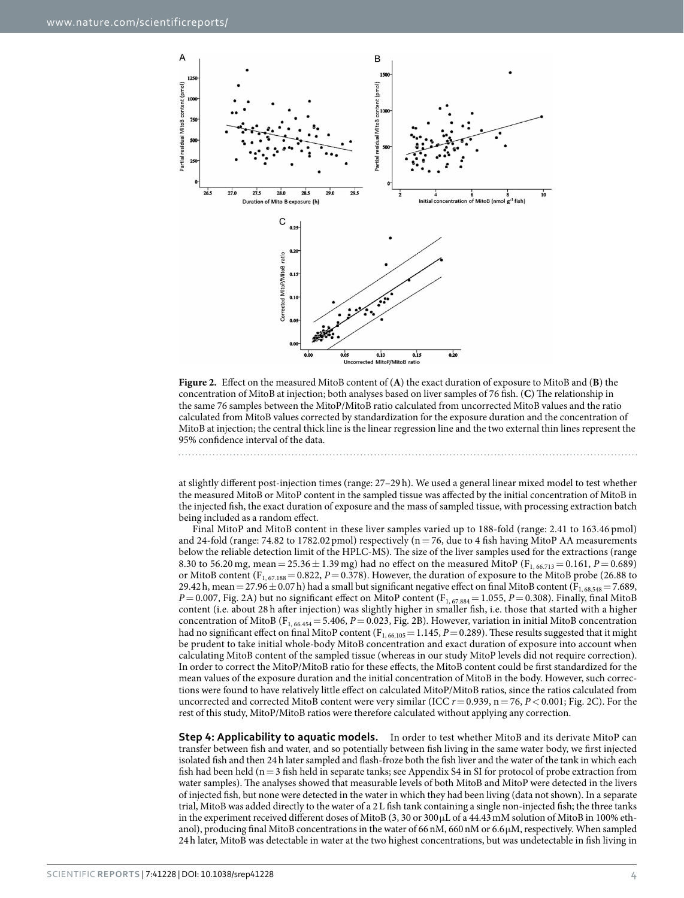**Figure 2.** Effect on the measured MitoB content of (**A**) the exact duration of exposure to MitoB and (**B**) the concentration of MitoB at injection; both analyses based on liver samples of 76 fish. (**C**) The relationship in the same 76 samples between the MitoP/MitoB ratio calculated from uncorrected MitoB values and the ratio calculated from MitoB values corrected by standardization for the exposure duration and the concentration of MitoB at injection; the central thick line is the linear regression line and the two external thin lines represent the 95% confidence interval of the data.

at slightly different post-injection times (range: 27–29 h). We used a general linear mixed model to test whether the measured MitoB or MitoP content in the sampled tissue was affected by the initial concentration of MitoB in the injected fish, the exact duration of exposure and the mass of sampled tissue, with processing extraction batch being included as a random effect.

Final MitoP and MitoB content in these liver samples varied up to 188-fold (range: 2.41 to 163.46 pmol) and 24-fold (range: 74.82 to 1782.02 pmol) respectively (n = 76, due to 4 fish having MitoP AA measurements below the reliable detection limit of the HPLC-MS). The size of the liver samples used for the extractions (range 8.30 to 56.20 mg, mean = 25.36 ± 1.39 mg) had no effect on the measured MitoP ($F_{1, 66.713} = 0.161$, $P = 0.689$) or MitoB content ($F_{1, 67.188} = 0.822$, $P = 0.378$). However, the duration of exposure to the MitoB probe (26.88 to 29.42 h, mean = 27.96 ± 0.07 h) had a small but significant negative effect on final MitoB content ($F_{1, 68.548} = 7.689$, $P = 0.007$, Fig. 2A) but no significant effect on MitoP content ($F_{1, 67.884} = 1.055$, $P = 0.308$). Finally, final MitoB content (i.e. about 28 h after injection) was slightly higher in smaller fish, i.e. those that started with a higher concentration of MitoB ($F_{1, 66.454} = 5.406$, $P = 0.023$, Fig. 2B). However, variation in initial MitoB concentration had no significant effect on final MitoP content ($F_{1, 66.105} = 1.145$, $P = 0.289$). These results suggested that it might be prudent to take initial whole-body MitoB concentration and exact duration of exposure into account when calculating MitoB content of the sampled tissue (whereas in our study MitoP levels did not require correction). In order to correct the MitoP/MitoB ratio for these effects, the MitoB content could be first standardized for the mean values of the exposure duration and the initial concentration of MitoB in the body. However, such corrections were found to have relatively little effect on calculated MitoP/MitoB ratios, since the ratios calculated from uncorrected and corrected MitoB content were very similar (ICC $r = 0.939$, n = 76, $P < 0.001$; Fig. 2C). For the rest of this study, MitoP/MitoB ratios were therefore calculated without applying any correction.

**Step 4: Applicability to aquatic models.** In order to test whether MitoB and its derivate MitoP can transfer between fish and water, and so potentially between fish living in the same water body, we first injected isolated fish and then 24 h later sampled and flash-froze both the fish liver and the water of the tank in which each fish had been held (n = 3 fish held in separate tanks; see Appendix S4 in SI for protocol of probe extraction from water samples). The analyses showed that measurable levels of both MitoB and MitoP were detected in the livers of injected fish, but none were detected in the water in which they had been living (data not shown). In a separate trial, MitoB was added directly to the water of a 2 L fish tank containing a single non-injected fish; the three tanks in the experiment received different doses of MitoB (3, 30 or 300 μL of a 44.43 mM solution of MitoB in 100% ethanol), producing final MitoB concentrations in the water of 66 nM, 660 nM or 6.6 μM, respectively. When sampled 24 h later, MitoB was detectable in water at the two highest concentrations, but was undetectable in fish living in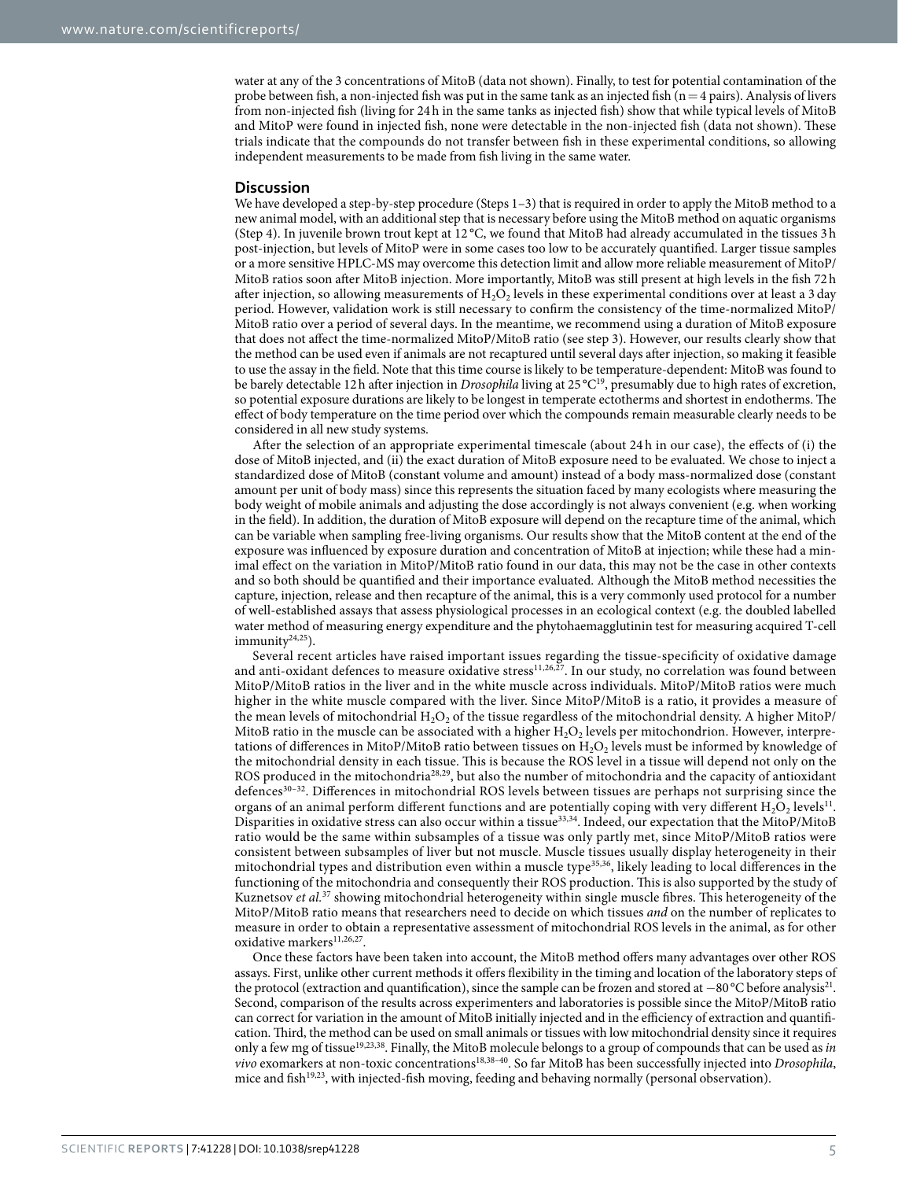water at any of the 3 concentrations of MitoB (data not shown). Finally, to test for potential contamination of the probe between fish, a non-injected fish was put in the same tank as an injected fish (n = 4 pairs). Analysis of livers from non-injected fish (living for 24 h in the same tanks as injected fish) show that while typical levels of MitoB and MitoP were found in injected fish, none were detectable in the non-injected fish (data not shown). These trials indicate that the compounds do not transfer between fish in these experimental conditions, so allowing independent measurements to be made from fish living in the same water.

## Discussion

We have developed a step-by-step procedure (Steps 1–3) that is required in order to apply the MitoB method to a new animal model, with an additional step that is necessary before using the MitoB method on aquatic organisms (Step 4). In juvenile brown trout kept at 12 °C, we found that MitoB had already accumulated in the tissues 3 h post-injection, but levels of MitoP were in some cases too low to be accurately quantified. Larger tissue samples or a more sensitive HPLC-MS may overcome this detection limit and allow more reliable measurement of MitoP/MitoB ratios soon after MitoB injection. More importantly, MitoB was still present at high levels in the fish 72 h after injection, so allowing measurements of $H_2O_2$ levels in these experimental conditions over at least a 3 day period. However, validation work is still necessary to confirm the consistency of the time-normalized MitoP/MitoB ratio over a period of several days. In the meantime, we recommend using a duration of MitoB exposure that does not affect the time-normalized MitoP/MitoB ratio (see step 3). However, our results clearly show that the method can be used even if animals are not recaptured until several days after injection, so making it feasible to use the assay in the field. Note that this time course is likely to be temperature-dependent: MitoB was found to be barely detectable 12 h after injection in *Drosophila* living at 25 °C[19], presumably due to high rates of excretion, so potential exposure durations are likely to be longest in temperate ectotherms and shortest in endotherms. The effect of body temperature on the time period over which the compounds remain measurable clearly needs to be considered in all new study systems.

After the selection of an appropriate experimental timescale (about 24 h in our case), the effects of (i) the dose of MitoB injected, and (ii) the exact duration of MitoB exposure need to be evaluated. We chose to inject a standardized dose of MitoB (constant volume and amount) instead of a body mass-normalized dose (constant amount per unit of body mass) since this represents the situation faced by many ecologists where measuring the body weight of mobile animals and adjusting the dose accordingly is not always convenient (e.g. when working in the field). In addition, the duration of MitoB exposure will depend on the recapture time of the animal, which can be variable when sampling free-living organisms. Our results show that the MitoB content at the end of the exposure was influenced by exposure duration and concentration of MitoB at injection; while these had a minimal effect on the variation in MitoP/MitoB ratio found in our data, this may not be the case in other contexts and so both should be quantified and their importance evaluated. Although the MitoB method necessities the capture, injection, release and then recapture of the animal, this is a very commonly used protocol for a number of well-established assays that assess physiological processes in an ecological context (e.g. the doubled labelled water method of measuring energy expenditure and the phytohaemagglutinin test for measuring acquired T-cell immunity[24,25]).

Several recent articles have raised important issues regarding the tissue-specificity of oxidative damage and anti-oxidant defences to measure oxidative stress[11,26,27]. In our study, no correlation was found between MitoP/MitoB ratios in the liver and in the white muscle across individuals. MitoP/MitoB ratios were much higher in the white muscle compared with the liver. Since MitoP/MitoB is a ratio, it provides a measure of the mean levels of mitochondrial $H_2O_2$ of the tissue regardless of the mitochondrial density. A higher MitoP/MitoB ratio in the muscle can be associated with a higher $H_2O_2$ levels per mitochondrion. However, interpretations of differences in MitoP/MitoB ratio between tissues on $H_2O_2$ levels must be informed by knowledge of the mitochondrial density in each tissue. This is because the ROS level in a tissue will depend not only on the ROS produced in the mitochondria[28,29], but also the number of mitochondria and the capacity of antioxidant defences[30–32]. Differences in mitochondrial ROS levels between tissues are perhaps not surprising since the organs of an animal perform different functions and are potentially coping with very different $H_2O_2$ levels[11]. Disparities in oxidative stress can also occur within a tissue[33,34]. Indeed, our expectation that the MitoP/MitoB ratio would be the same within subsamples of a tissue was only partly met, since MitoP/MitoB ratios were consistent between subsamples of liver but not muscle. Muscle tissues usually display heterogeneity in their mitochondrial types and distribution even within a muscle type[35,36], likely leading to local differences in the functioning of the mitochondria and consequently their ROS production. This is also supported by the study of Kuznetsov *et al.*[37] showing mitochondrial heterogeneity within single muscle fibres. This heterogeneity of the MitoP/MitoB ratio means that researchers need to decide on which tissues *and* on the number of replicates to measure in order to obtain a representative assessment of mitochondrial ROS levels in the animal, as for other oxidative markers[11,26,27].

Once these factors have been taken into account, the MitoB method offers many advantages over other ROS assays. First, unlike other current methods it offers flexibility in the timing and location of the laboratory steps of the protocol (extraction and quantification), since the sample can be frozen and stored at −80 °C before analysis[21]. Second, comparison of the results across experimenters and laboratories is possible since the MitoP/MitoB ratio can correct for variation in the amount of MitoB initially injected and in the efficiency of extraction and quantification. Third, the method can be used on small animals or tissues with low mitochondrial density since it requires only a few mg of tissue[19,23,38]. Finally, the MitoB molecule belongs to a group of compounds that can be used as *in vivo* exomarkers at non-toxic concentrations[18,38–40]. So far MitoB has been successfully injected into *Drosophila*, mice and fish[19,23], with injected-fish moving, feeding and behaving normally (personal observation).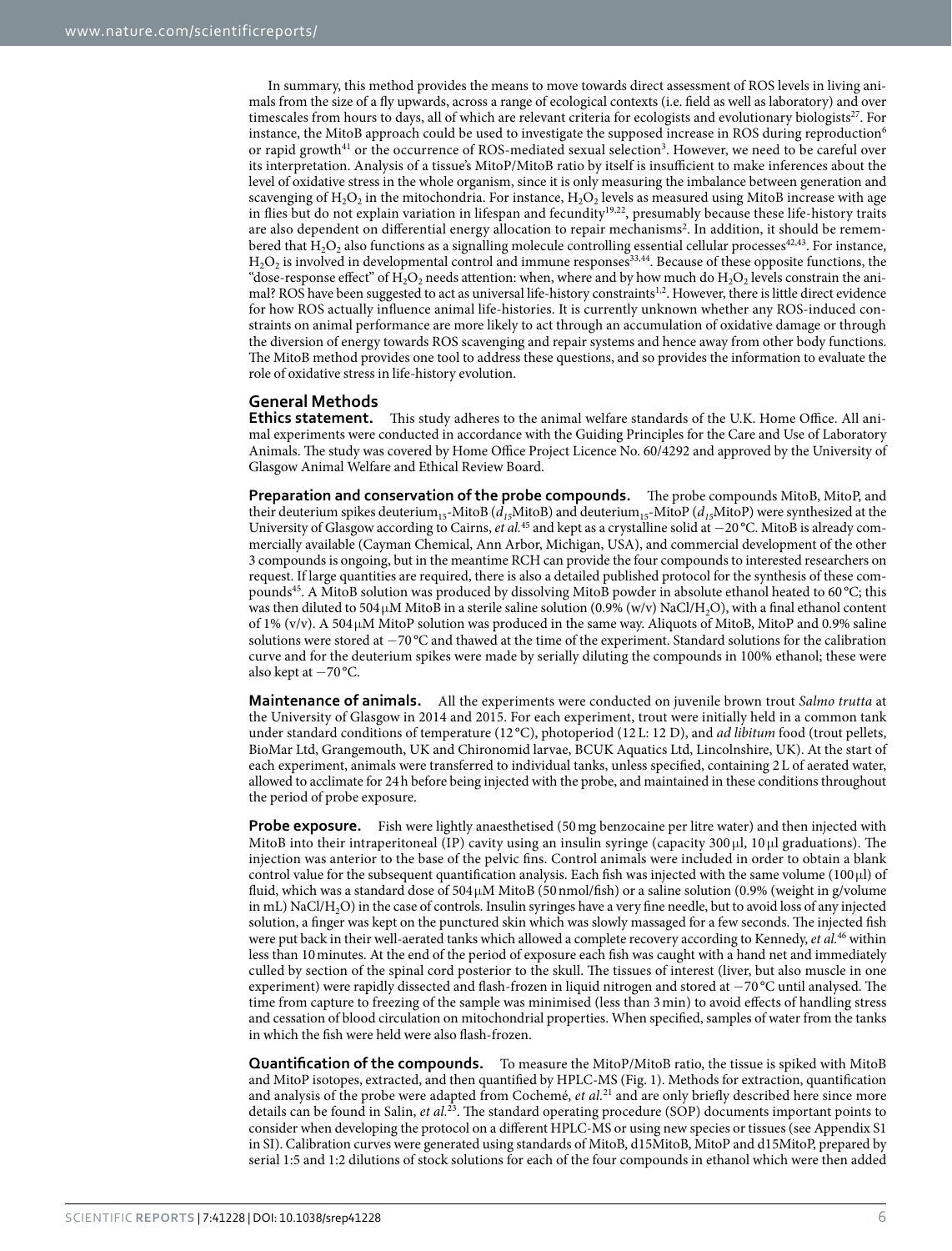In summary, this method provides the means to move towards direct assessment of ROS levels in living animals from the size of a fly upwards, across a range of ecological contexts (i.e. field as well as laboratory) and over timescales from hours to days, all of which are relevant criteria for ecologists and evolutionary biologists[27]. For instance, the MitoB approach could be used to investigate the supposed increase in ROS during reproduction[6] or rapid growth[41] or the occurrence of ROS-mediated sexual selection[3]. However, we need to be careful over its interpretation. Analysis of a tissue's MitoP/MitoB ratio by itself is insufficient to make inferences about the level of oxidative stress in the whole organism, since it is only measuring the imbalance between generation and scavenging of $H_2O_2$ in the mitochondria. For instance, $H_2O_2$ levels as measured using MitoB increase with age in flies but do not explain variation in lifespan and fecundity[19,22], presumably because these life-history traits are also dependent on differential energy allocation to repair mechanisms[2]. In addition, it should be remembered that $H_2O_2$ also functions as a signalling molecule controlling essential cellular processes[42,43]. For instance, $H_2O_2$ is involved in developmental control and immune responses[33,44]. Because of these opposite functions, the "dose-response effect" of $H_2O_2$ needs attention: when, where and by how much do $H_2O_2$ levels constrain the animal? ROS have been suggested to act as universal life-history constraints[1,2]. However, there is little direct evidence for how ROS actually influence animal life-histories. It is currently unknown whether any ROS-induced constraints on animal performance are more likely to act through an accumulation of oxidative damage or through the diversion of energy towards ROS scavenging and repair systems and hence away from other body functions. The MitoB method provides one tool to address these questions, and so provides the information to evaluate the role of oxidative stress in life-history evolution.

## General Methods

**Ethics statement.** This study adheres to the animal welfare standards of the U.K. Home Office. All animal experiments were conducted in accordance with the Guiding Principles for the Care and Use of Laboratory Animals. The study was covered by Home Office Project Licence No. 60/4292 and approved by the University of Glasgow Animal Welfare and Ethical Review Board.

**Preparation and conservation of the probe compounds.** The probe compounds MitoB, MitoP, and their deuterium spikes deuterium$_{15}$-MitoB ($d_{15}$MitoB) and deuterium$_{15}$-MitoP ($d_{15}$MitoP) were synthesized at the University of Glasgow according to Cairns, *et al.*[45] and kept as a crystalline solid at −20 °C. MitoB is already commercially available (Cayman Chemical, Ann Arbor, Michigan, USA), and commercial development of the other 3 compounds is ongoing, but in the meantime RCH can provide the four compounds to interested researchers on request. If large quantities are required, there is also a detailed published protocol for the synthesis of these compounds[45]. A MitoB solution was produced by dissolving MitoB powder in absolute ethanol heated to 60 °C; this was then diluted to 504 μM MitoB in a sterile saline solution (0.9% (w/v) NaCl/$H_2O$), with a final ethanol content of 1% (v/v). A 504 μM MitoP solution was produced in the same way. Aliquots of MitoB, MitoP and 0.9% saline solutions were stored at −70 °C and thawed at the time of the experiment. Standard solutions for the calibration curve and for the deuterium spikes were made by serially diluting the compounds in 100% ethanol; these were also kept at −70 °C.

**Maintenance of animals.** All the experiments were conducted on juvenile brown trout *Salmo trutta* at the University of Glasgow in 2014 and 2015. For each experiment, trout were initially held in a common tank under standard conditions of temperature (12 °C), photoperiod (12 L: 12 D), and *ad libitum* food (trout pellets, BioMar Ltd, Grangemouth, UK and Chironomid larvae, BCUK Aquatics Ltd, Lincolnshire, UK). At the start of each experiment, animals were transferred to individual tanks, unless specified, containing 2 L of aerated water, allowed to acclimate for 24 h before being injected with the probe, and maintained in these conditions throughout the period of probe exposure.

**Probe exposure.** Fish were lightly anaesthetised (50 mg benzocaine per litre water) and then injected with MitoB into their intraperitoneal (IP) cavity using an insulin syringe (capacity 300 μl, 10 μl graduations). The injection was anterior to the base of the pelvic fins. Control animals were included in order to obtain a blank control value for the subsequent quantification analysis. Each fish was injected with the same volume (100 μl) of fluid, which was a standard dose of 504 μM MitoB (50 nmol/fish) or a saline solution (0.9% (weight in g/volume in mL) NaCl/$H_2O$) in the case of controls. Insulin syringes have a very fine needle, but to avoid loss of any injected solution, a finger was kept on the punctured skin which was slowly massaged for a few seconds. The injected fish were put back in their well-aerated tanks which allowed a complete recovery according to Kennedy, *et al.*[46] within less than 10 minutes. At the end of the period of exposure each fish was caught with a hand net and immediately culled by section of the spinal cord posterior to the skull. The tissues of interest (liver, but also muscle in one experiment) were rapidly dissected and flash-frozen in liquid nitrogen and stored at −70 °C until analysed. The time from capture to freezing of the sample was minimised (less than 3 min) to avoid effects of handling stress and cessation of blood circulation on mitochondrial properties. When specified, samples of water from the tanks in which the fish were held were also flash-frozen.

**Quantification of the compounds.** To measure the MitoP/MitoB ratio, the tissue is spiked with MitoB and MitoP isotopes, extracted, and then quantified by HPLC-MS (Fig. 1). Methods for extraction, quantification and analysis of the probe were adapted from Cochemé, *et al.*[21] and are only briefly described here since more details can be found in Salin, *et al.*[23]. The standard operating procedure (SOP) documents important points to consider when developing the protocol on a different HPLC-MS or using new species or tissues (see Appendix S1 in SI). Calibration curves were generated using standards of MitoB, d15MitoB, MitoP and d15MitoP, prepared by serial 1:5 and 1:2 dilutions of stock solutions for each of the four compounds in ethanol which were then added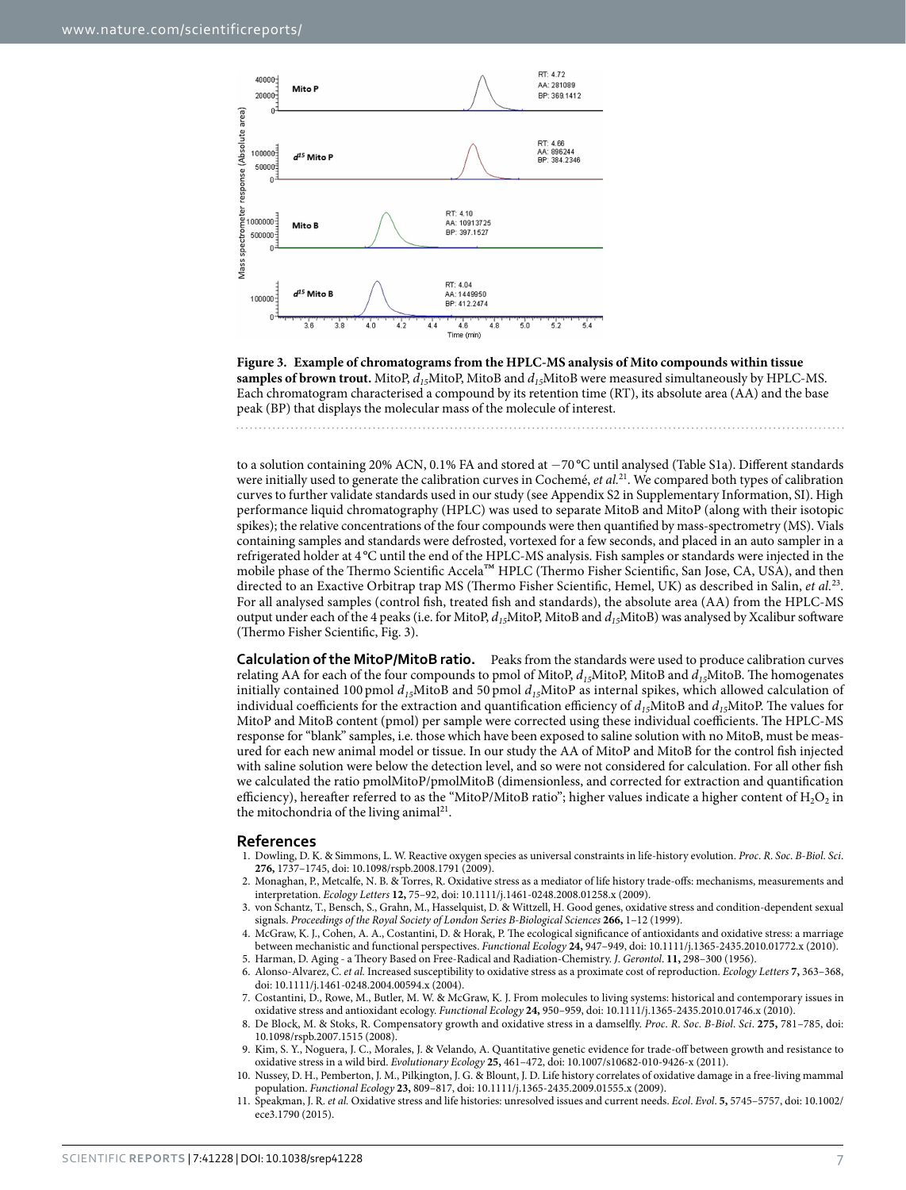**Figure 3. Example of chromatograms from the HPLC-MS analysis of Mito compounds within tissue samples of brown trout.** MitoP, $d_{15}$MitoP, MitoB and $d_{15}$MitoB were measured simultaneously by HPLC-MS. Each chromatogram characterised a compound by its retention time (RT), its absolute area (AA) and the base peak (BP) that displays the molecular mass of the molecule of interest.

to a solution containing 20% ACN, 0.1% FA and stored at −70 °C until analysed (Table S1a). Different standards were initially used to generate the calibration curves in Cochemé, *et al.*[21]. We compared both types of calibration curves to further validate standards used in our study (see Appendix S2 in Supplementary Information, SI). High performance liquid chromatography (HPLC) was used to separate MitoB and MitoP (along with their isotopic spikes); the relative concentrations of the four compounds were then quantified by mass-spectrometry (MS). Vials containing samples and standards were defrosted, vortexed for a few seconds, and placed in an auto sampler in a refrigerated holder at 4 °C until the end of the HPLC-MS analysis. Fish samples or standards were injected in the mobile phase of the Thermo Scientific Accela™ HPLC (Thermo Fisher Scientific, San Jose, CA, USA), and then directed to an Exactive Orbitrap trap MS (Thermo Fisher Scientific, Hemel, UK) as described in Salin, *et al.*[23]. For all analysed samples (control fish, treated fish and standards), the absolute area (AA) from the HPLC-MS output under each of the 4 peaks (i.e. for MitoP, $d_{15}$MitoP, MitoB and $d_{15}$MitoB) was analysed by Xcalibur software (Thermo Fisher Scientific, Fig. 3).

**Calculation of the MitoP/MitoB ratio.** Peaks from the standards were used to produce calibration curves relating AA for each of the four compounds to pmol of MitoP, $d_{15}$MitoP, MitoB and $d_{15}$MitoB. The homogenates initially contained 100 pmol $d_{15}$MitoB and 50 pmol $d_{15}$MitoP as internal spikes, which allowed calculation of individual coefficients for the extraction and quantification efficiency of $d_{15}$MitoB and $d_{15}$MitoP. The values for MitoP and MitoB content (pmol) per sample were corrected using these individual coefficients. The HPLC-MS response for "blank" samples, i.e. those which have been exposed to saline solution with no MitoB, must be measured for each new animal model or tissue. In our study the AA of MitoP and MitoB for the control fish injected with saline solution were below the detection level, and so were not considered for calculation. For all other fish we calculated the ratio pmolMitoP/pmolMitoB (dimensionless, and corrected for extraction and quantification efficiency), hereafter referred to as the "MitoP/MitoB ratio"; higher values indicate a higher content of $H_2O_2$ in the mitochondria of the living animal[21].

## References

1. Dowling, D. K. & Simmons, L. W. Reactive oxygen species as universal constraints in life-history evolution. *Proc. R. Soc. B-Biol. Sci.* **276,** 1737–1745, doi: 10.1098/rspb.2008.1791 (2009).
2. Monaghan, P., Metcalfe, N. B. & Torres, R. Oxidative stress as a mediator of life history trade-offs: mechanisms, measurements and interpretation. *Ecology Letters* **12,** 75–92, doi: 10.1111/j.1461-0248.2008.01258.x (2009).
3. von Schantz, T., Bensch, S., Grahn, M., Hasselquist, D. & Wittzell, H. Good genes, oxidative stress and condition-dependent sexual signals. *Proceedings of the Royal Society of London Series B-Biological Sciences* **266,** 1–12 (1999).
4. McGraw, K. J., Cohen, A. A., Costantini, D. & Horak, P. The ecological significance of antioxidants and oxidative stress: a marriage between mechanistic and functional perspectives. *Functional Ecology* **24,** 947–949, doi: 10.1111/j.1365-2435.2010.01772.x (2010).
5. Harman, D. Aging - a Theory Based on Free-Radical and Radiation-Chemistry. *J. Gerontol.* **11,** 298–300 (1956).
6. Alonso-Alvarez, C. *et al.* Increased susceptibility to oxidative stress as a proximate cost of reproduction. *Ecology Letters* **7,** 363–368, doi: 10.1111/j.1461-0248.2004.00594.x (2004).
7. Costantini, D., Rowe, M., Butler, M. W. & McGraw, K. J. From molecules to living systems: historical and contemporary issues in oxidative stress and antioxidant ecology. *Functional Ecology* **24,** 950–959, doi: 10.1111/j.1365-2435.2010.01746.x (2010).
8. De Block, M. & Stoks, R. Compensatory growth and oxidative stress in a damselfly. *Proc. R. Soc. B-Biol. Sci.* **275,** 781–785, doi: 10.1098/rspb.2007.1515 (2008).
9. Kim, S. Y., Noguera, J. C., Morales, J. & Velando, A. Quantitative genetic evidence for trade-off between growth and resistance to oxidative stress in a wild bird. *Evolutionary Ecology* **25,** 461–472, doi: 10.1007/s10682-010-9426-x (2011).
10. Nussey, D. H., Pemberton, J. M., Pilkington, J. G. & Blount, J. D. Life history correlates of oxidative damage in a free-living mammal population. *Functional Ecology* **23,** 809–817, doi: 10.1111/j.1365-2435.2009.01555.x (2009).
11. Speakman, J. R. *et al.* Oxidative stress and life histories: unresolved issues and current needs. *Ecol. Evol.* **5,** 5745–5757, doi: 10.1002/ece3.1790 (2015).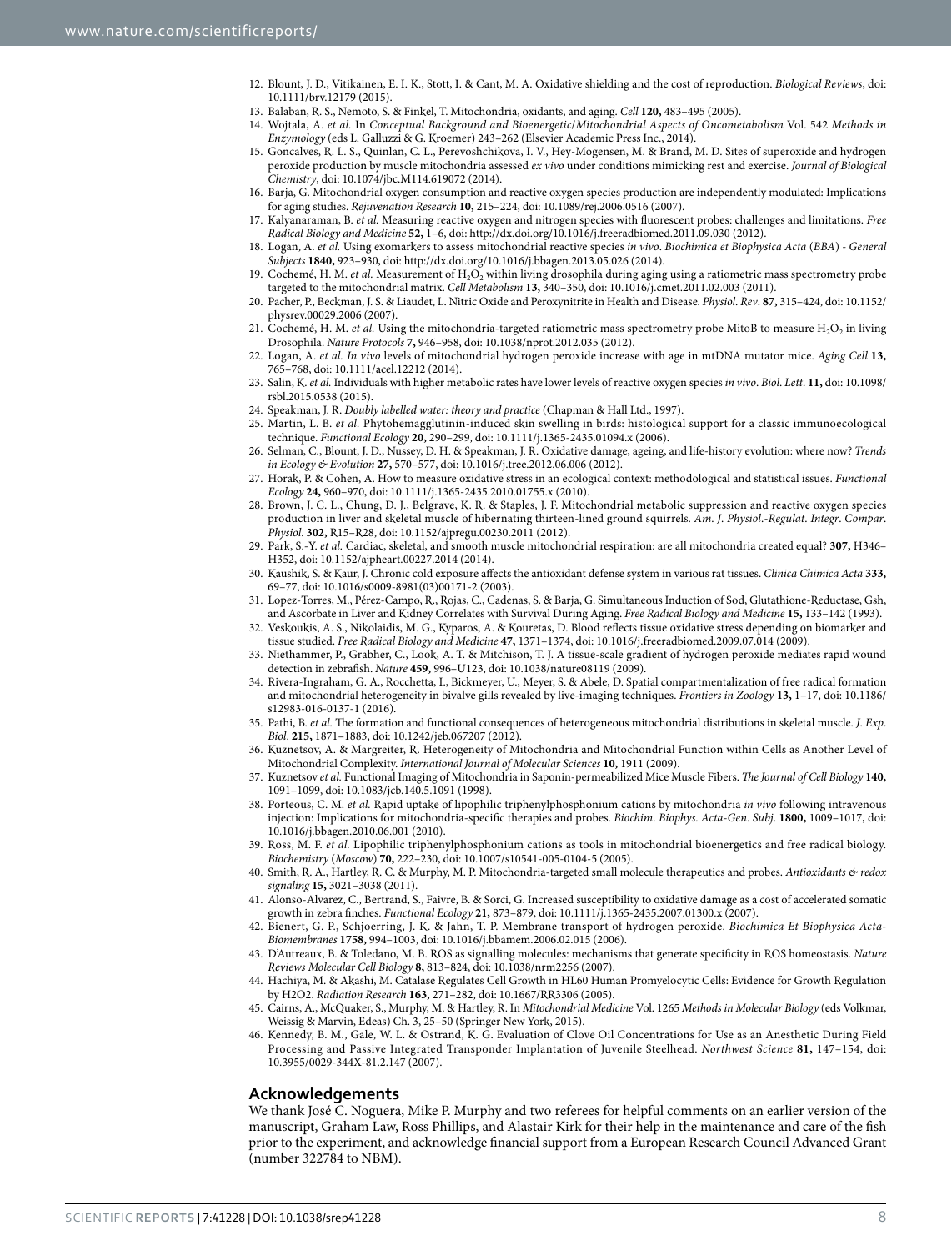12. Blount, J. D., Vitikainen, E. I. K., Stott, I. & Cant, M. A. Oxidative shielding and the cost of reproduction. *Biological Reviews*, doi: 10.1111/brv.12179 (2015).
13. Balaban, R. S., Nemoto, S. & Finkel, T. Mitochondria, oxidants, and aging. *Cell* **120,** 483–495 (2005).
14. Wojtala, A. *et al.* In *Conceptual Background and Bioenergetic/Mitochondrial Aspects of Oncometabolism* Vol. 542 *Methods in Enzymology* (eds L. Galluzzi & G. Kroemer) 243–262 (Elsevier Academic Press Inc., 2014).
15. Goncalves, R. L. S., Quinlan, C. L., Perevoshchikova, I. V., Hey-Mogensen, M. & Brand, M. D. Sites of superoxide and hydrogen peroxide production by muscle mitochondria assessed *ex vivo* under conditions mimicking rest and exercise. *Journal of Biological Chemistry*, doi: 10.1074/jbc.M114.619072 (2014).
16. Barja, G. Mitochondrial oxygen consumption and reactive oxygen species production are independently modulated: Implications for aging studies. *Rejuvenation Research* **10,** 215–224, doi: 10.1089/rej.2006.0516 (2007).
17. Kalyanaraman, B. *et al.* Measuring reactive oxygen and nitrogen species with fluorescent probes: challenges and limitations. *Free Radical Biology and Medicine* **52,** 1–6, doi: http://dx.doi.org/10.1016/j.freeradbiomed.2011.09.030 (2012).
18. Logan, A. *et al.* Using exomarkers to assess mitochondrial reactive species *in vivo*. *Biochimica et Biophysica Acta (BBA) - General Subjects* **1840,** 923–930, doi: http://dx.doi.org/10.1016/j.bbagen.2013.05.026 (2014).
19. Cochemé, H. M. *et al.* Measurement of $H_2O_2$ within living drosophila during aging using a ratiometric mass spectrometry probe targeted to the mitochondrial matrix. *Cell Metabolism* **13,** 340–350, doi: 10.1016/j.cmet.2011.02.003 (2011).
20. Pacher, P., Beckman, J. S. & Liaudet, L. Nitric Oxide and Peroxynitrite in Health and Disease. *Physiol. Rev*. **87,** 315–424, doi: 10.1152/physrev.00029.2006 (2007).
21. Cochemé, H. M. *et al.* Using the mitochondria-targeted ratiometric mass spectrometry probe MitoB to measure $H_2O_2$ in living Drosophila. *Nature Protocols* **7,** 946–958, doi: 10.1038/nprot.2012.035 (2012).
22. Logan, A. *et al. In vivo* levels of mitochondrial hydrogen peroxide increase with age in mtDNA mutator mice. *Aging Cell* **13,** 765–768, doi: 10.1111/acel.12212 (2014).
23. Salin, K. *et al.* Individuals with higher metabolic rates have lower levels of reactive oxygen species *in vivo*. *Biol. Lett*. **11,** doi: 10.1098/rsbl.2015.0538 (2015).
24. Speakman, J. R. *Doubly labelled water: theory and practice* (Chapman & Hall Ltd., 1997).
25. Martin, L. B. *et al.* Phytohemagglutinin-induced skin swelling in birds: histological support for a classic immunoecological technique. *Functional Ecology* **20,** 290–299, doi: 10.1111/j.1365-2435.2006.01094.x (2006).
26. Selman, C., Blount, J. D., Nussey, D. H. & Speakman, J. R. Oxidative damage, ageing, and life-history evolution: where now? *Trends in Ecology & Evolution* **27,** 570–577, doi: 10.1016/j.tree.2012.06.006 (2012).
27. Horak, P. & Cohen, A. How to measure oxidative stress in an ecological context: methodological and statistical issues. *Functional Ecology* **24,** 960–970, doi: 10.1111/j.1365-2435.2010.01755.x (2010).
28. Brown, J. C. L., Chung, D. J., Belgrave, K. R. & Staples, J. F. Mitochondrial metabolic suppression and reactive oxygen species production in liver and skeletal muscle of hibernating thirteen-lined ground squirrels. *Am. J. Physiol.-Regulat. Integr. Compar. Physiol*. **302,** R15–R28, doi: 10.1152/ajpregu.00230.2011 (2012).
29. Park, S.-Y. *et al.* Cardiac, skeletal, and smooth muscle mitochondrial respiration: are all mitochondria created equal? **307,** H346–H352, doi: 10.1152/ajpheart.00227.2014 (2014).
30. Kaushik, S. & Kaur, J. Chronic cold exposure affects the antioxidant defense system in various rat tissues. *Clinica Chimica Acta* **333,** 69–77, doi: 10.1016/s0009-8981(03)00171-2 (2003).
31. Lopez-Torres, M., Pérez-Campo, R., Rojas, C., Cadenas, S. & Barja, G. Simultaneous Induction of Sod, Glutathione-Reductase, Gsh, and Ascorbate in Liver and Kidney Correlates with Survival During Aging. *Free Radical Biology and Medicine* **15,** 133–142 (1993).
32. Veskoukis, A. S., Nikolaidis, M. G., Kyparos, A. & Kouretas, D. Blood reflects tissue oxidative stress depending on biomarker and tissue studied. *Free Radical Biology and Medicine* **47,** 1371–1374, doi: 10.1016/j.freeradbiomed.2009.07.014 (2009).
33. Niethammer, P., Grabher, C., Look, A. T. & Mitchison, T. J. A tissue-scale gradient of hydrogen peroxide mediates rapid wound detection in zebrafish. *Nature* **459,** 996–U123, doi: 10.1038/nature08119 (2009).
34. Rivera-Ingraham, G. A., Rocchetta, I., Bickmeyer, U., Meyer, S. & Abele, D. Spatial compartmentalization of free radical formation and mitochondrial heterogeneity in bivalve gills revealed by live-imaging techniques. *Frontiers in Zoology* **13,** 1–17, doi: 10.1186/s12983-016-0137-1 (2016).
35. Pathi, B. *et al.* The formation and functional consequences of heterogeneous mitochondrial distributions in skeletal muscle. *J. Exp. Biol*. **215,** 1871–1883, doi: 10.1242/jeb.067207 (2012).
36. Kuznetsov, A. & Margreiter, R. Heterogeneity of Mitochondria and Mitochondrial Function within Cells as Another Level of Mitochondrial Complexity. *International Journal of Molecular Sciences* **10,** 1911 (2009).
37. Kuznetsov *et al.* Functional Imaging of Mitochondria in Saponin-permeabilized Mice Muscle Fibers. *The Journal of Cell Biology* **140,** 1091–1099, doi: 10.1083/jcb.140.5.1091 (1998).
38. Porteous, C. M. *et al.* Rapid uptake of lipophilic triphenylphosphonium cations by mitochondria *in vivo* following intravenous injection: Implications for mitochondria-specific therapies and probes. *Biochim. Biophys. Acta-Gen. Subj*. **1800,** 1009–1017, doi: 10.1016/j.bbagen.2010.06.001 (2010).
39. Ross, M. F. *et al.* Lipophilic triphenylphosphonium cations as tools in mitochondrial bioenergetics and free radical biology. *Biochemistry (Moscow)* **70,** 222–230, doi: 10.1007/s10541-005-0104-5 (2005).
40. Smith, R. A., Hartley, R. C. & Murphy, M. P. Mitochondria-targeted small molecule therapeutics and probes. *Antioxidants & redox signaling* **15,** 3021–3038 (2011).
41. Alonso-Alvarez, C., Bertrand, S., Faivre, B. & Sorci, G. Increased susceptibility to oxidative damage as a cost of accelerated somatic growth in zebra finches. *Functional Ecology* **21,** 873–879, doi: 10.1111/j.1365-2435.2007.01300.x (2007).
42. Bienert, G. P., Schjoerring, J. K. & Jahn, T. P. Membrane transport of hydrogen peroxide. *Biochimica Et Biophysica Acta-Biomembranes* **1758,** 994–1003, doi: 10.1016/j.bbamem.2006.02.015 (2006).
43. D'Autreaux, B. & Toledano, M. B. ROS as signalling molecules: mechanisms that generate specificity in ROS homeostasis. *Nature Reviews Molecular Cell Biology* **8,** 813–824, doi: 10.1038/nrm2256 (2007).
44. Hachiya, M. & Akashi, M. Catalase Regulates Cell Growth in HL60 Human Promyelocytic Cells: Evidence for Growth Regulation by H2O2. *Radiation Research* **163,** 271–282, doi: 10.1667/RR3306 (2005).
45. Cairns, A., McQuaker, S., Murphy, M. & Hartley, R. In *Mitochondrial Medicine* Vol. 1265 *Methods in Molecular Biology* (eds Volkmar, Weissig & Marvin, Edeas) Ch. 3, 25–50 (Springer New York, 2015).
46. Kennedy, B. M., Gale, W. L. & Ostrand, K. G. Evaluation of Clove Oil Concentrations for Use as an Anesthetic During Field Processing and Passive Integrated Transponder Implantation of Juvenile Steelhead. *Northwest Science* **81,** 147–154, doi: 10.3955/0029-344X-81.2.147 (2007).

## Acknowledgements

We thank José C. Noguera, Mike P. Murphy and two referees for helpful comments on an earlier version of the manuscript, Graham Law, Ross Phillips, and Alastair Kirk for their help in the maintenance and care of the fish prior to the experiment, and acknowledge financial support from a European Research Council Advanced Grant (number 322784 to NBM).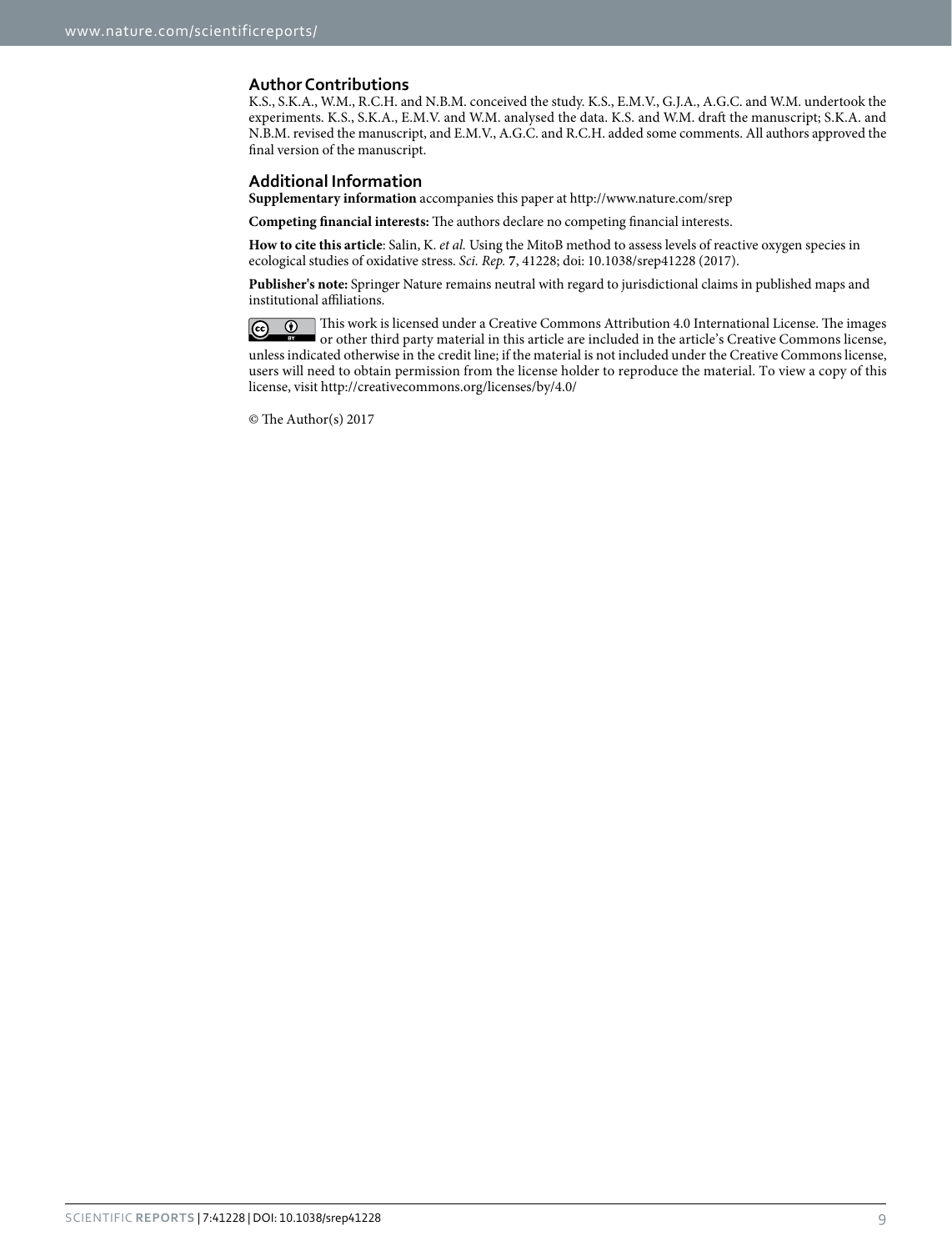## Author Contributions

K.S., S.K.A., W.M., R.C.H. and N.B.M. conceived the study. K.S., E.M.V., G.J.A., A.G.C. and W.M. undertook the experiments. K.S., S.K.A., E.M.V. and W.M. analysed the data. K.S. and W.M. draft the manuscript; S.K.A. and N.B.M. revised the manuscript, and E.M.V., A.G.C. and R.C.H. added some comments. All authors approved the final version of the manuscript.

## Additional Information

**Supplementary information** accompanies this paper at http://www.nature.com/srep

**Competing financial interests:** The authors declare no competing financial interests.

**How to cite this article**: Salin, K. *et al.* Using the MitoB method to assess levels of reactive oxygen species in ecological studies of oxidative stress. *Sci. Rep.* **7**, 41228; doi: 10.1038/srep41228 (2017).

**Publisher's note:** Springer Nature remains neutral with regard to jurisdictional claims in published maps and institutional affiliations.

This work is licensed under a Creative Commons Attribution 4.0 International License. The images or other third party material in this article are included in the article's Creative Commons license, unless indicated otherwise in the credit line; if the material is not included under the Creative Commons license, users will need to obtain permission from the license holder to reproduce the material. To view a copy of this license, visit http://creativecommons.org/licenses/by/4.0/

© The Author(s) 2017